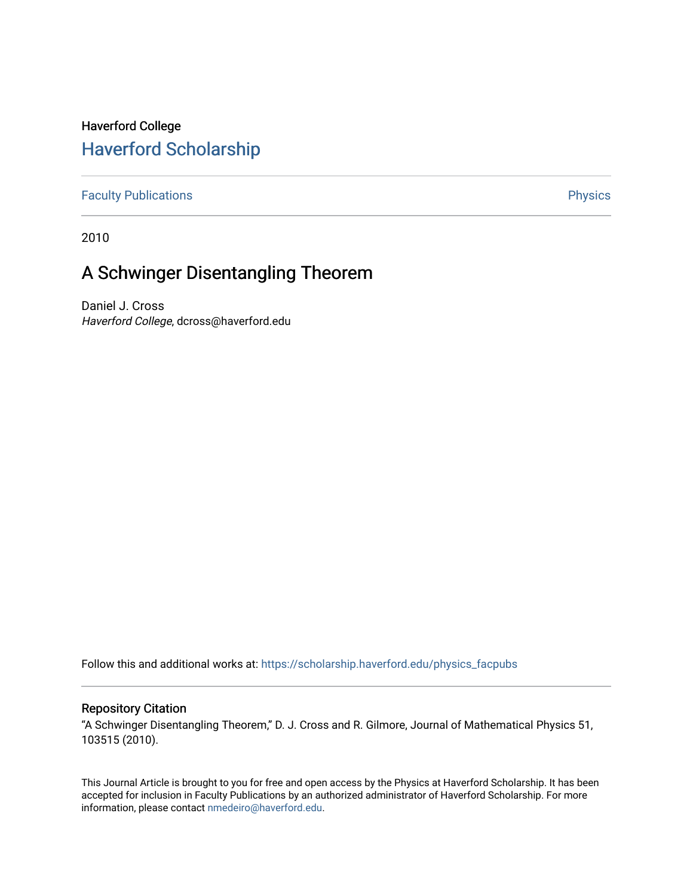Haverford College

# Haverford Scholarship

Faculty Publications

Physics

2010

## A Schwinger Disentangling Theorem

Daniel J. Cross
*Haverford College*, dcross@haverford.edu

Follow this and additional works at: https://scholarship.haverford.edu/physics_facpubs

### Repository Citation

"A Schwinger Disentangling Theorem," D. J. Cross and R. Gilmore, Journal of Mathematical Physics 51, 103515 (2010).

This Journal Article is brought to you for free and open access by the Physics at Haverford Scholarship. It has been accepted for inclusion in Faculty Publications by an authorized administrator of Haverford Scholarship. For more information, please contact nmedeiro@haverford.edu.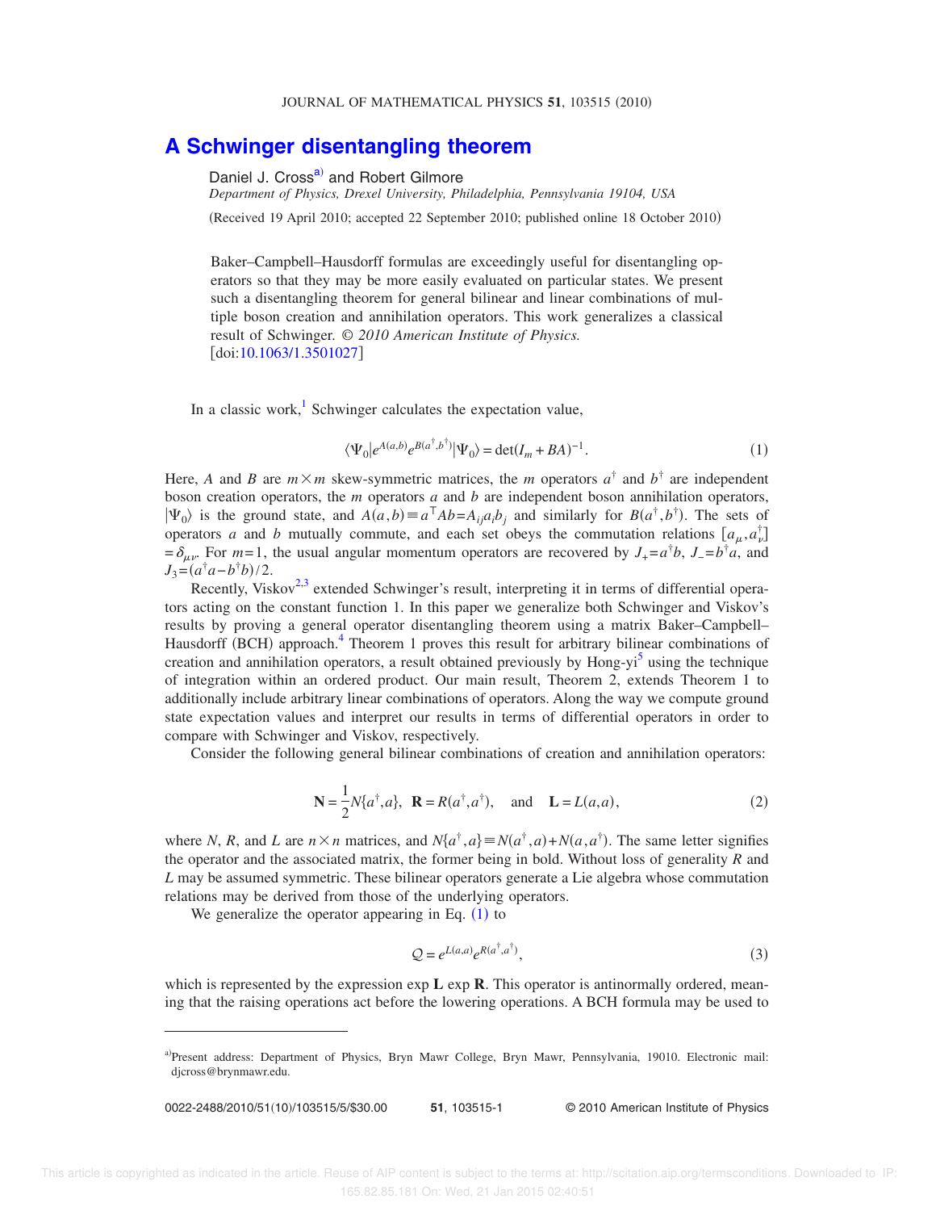# A Schwinger disentangling theorem

Daniel J. Cross[a)] and Robert Gilmore

*Department of Physics, Drexel University, Philadelphia, Pennsylvania 19104, USA*

(Received 19 April 2010; accepted 22 September 2010; published online 18 October 2010)

Baker–Campbell–Hausdorff formulas are exceedingly useful for disentangling operators so that they may be more easily evaluated on particular states. We present such a disentangling theorem for general bilinear and linear combinations of multiple boson creation and annihilation operators. This work generalizes a classical result of Schwinger. *© 2010 American Institute of Physics.* [doi:10.1063/1.3501027]

In a classic work,[1] Schwinger calculates the expectation value,

$$\langle \Psi_0 | e^{A(a,b)} e^{B(a^\dagger,b^\dagger)} | \Psi_0 \rangle = \det(I_m + BA)^{-1}. \tag{1}$$

Here, $A$ and $B$ are $m \times m$ skew-symmetric matrices, the $m$ operators $a^\dagger$ and $b^\dagger$ are independent boson creation operators, the $m$ operators $a$ and $b$ are independent boson annihilation operators, $|\Psi_0\rangle$ is the ground state, and $A(a,b) \equiv a^\top A b = A_{ij} a_i b_j$ and similarly for $B(a^\dagger, b^\dagger)$. The sets of operators $a$ and $b$ mutually commute, and each set obeys the commutation relations $[a_\mu, a_\nu^\dagger] = \delta_{\mu\nu}$. For $m=1$, the usual angular momentum operators are recovered by $J_+ = a^\dagger b$, $J_- = b^\dagger a$, and $J_3 = (a^\dagger a - b^\dagger b)/2$.

Recently, Viskov[2,3] extended Schwinger's result, interpreting it in terms of differential operators acting on the constant function 1. In this paper we generalize both Schwinger and Viskov's results by proving a general operator disentangling theorem using a matrix Baker–Campbell–Hausdorff (BCH) approach.[4] Theorem 1 proves this result for arbitrary bilinear combinations of creation and annihilation operators, a result obtained previously by Hong-yi[5] using the technique of integration within an ordered product. Our main result, Theorem 2, extends Theorem 1 to additionally include arbitrary linear combinations of operators. Along the way we compute ground state expectation values and interpret our results in terms of differential operators in order to compare with Schwinger and Viskov, respectively.

Consider the following general bilinear combinations of creation and annihilation operators:

$$\mathbf{N} = \frac{1}{2} N\{a^\dagger, a\}, \quad \mathbf{R} = R(a^\dagger, a^\dagger), \quad \text{and} \quad \mathbf{L} = L(a,a), \tag{2}$$

where $N$, $R$, and $L$ are $n \times n$ matrices, and $N\{a^\dagger, a\} \equiv N(a^\dagger, a) + N(a, a^\dagger)$. The same letter signifies the operator and the associated matrix, the former being in bold. Without loss of generality $R$ and $L$ may be assumed symmetric. These bilinear operators generate a Lie algebra whose commutation relations may be derived from those of the underlying operators.

We generalize the operator appearing in Eq. (1) to

$$\mathcal{Q} = e^{L(a,a)} e^{R(a^\dagger, a^\dagger)}, \tag{3}$$

which is represented by the expression exp $\mathbf{L}$ exp $\mathbf{R}$. This operator is antinormally ordered, meaning that the raising operations act before the lowering operations. A BCH formula may be used to

---

a) Present address: Department of Physics, Bryn Mawr College, Bryn Mawr, Pennsylvania, 19010. Electronic mail: djcross@brynmawr.edu.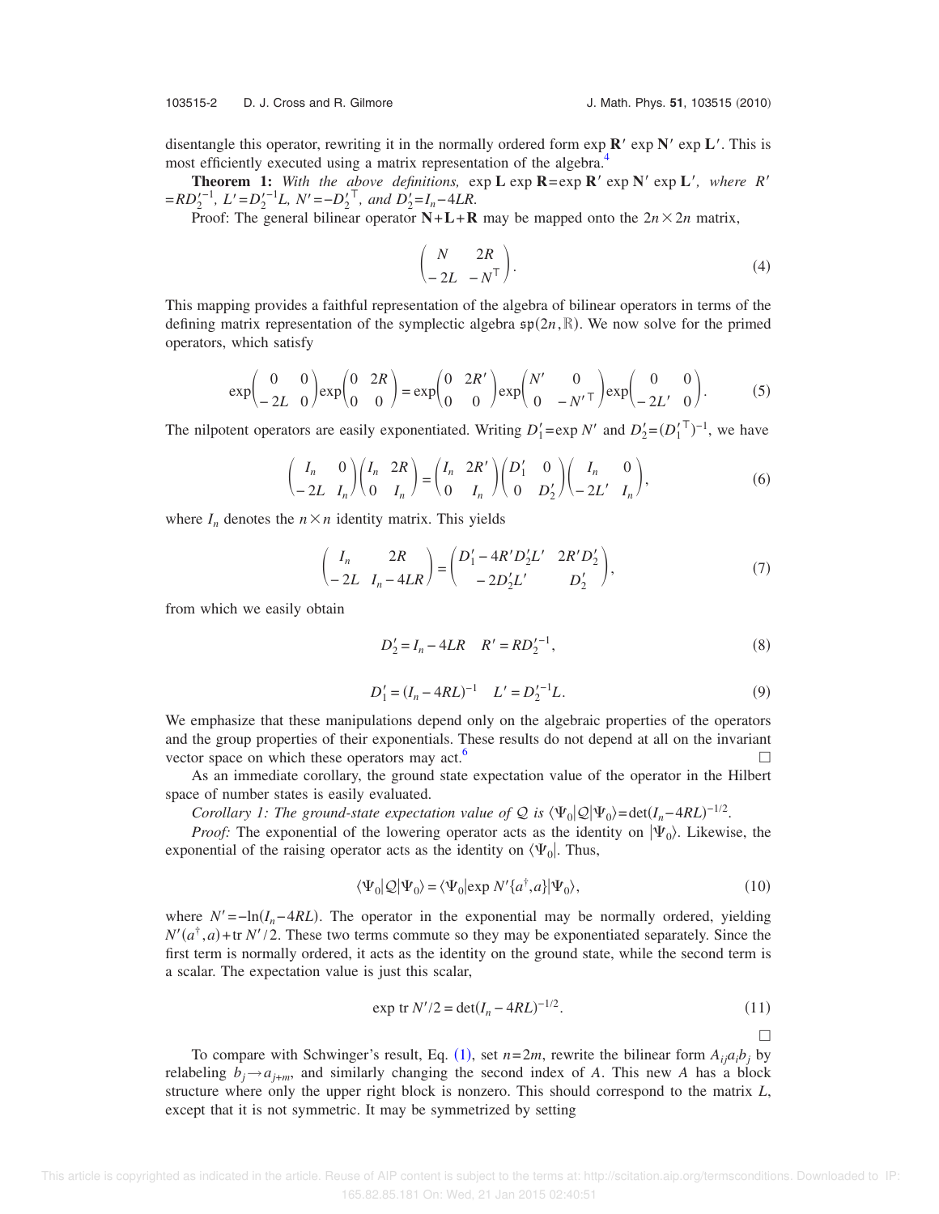disentangle this operator, rewriting it in the normally ordered form $\exp \mathbf{R}' \exp \mathbf{N}' \exp \mathbf{L}'$. This is most efficiently executed using a matrix representation of the algebra.[4]

**Theorem 1:** *With the above definitions,* $\exp \mathbf{L} \exp \mathbf{R} = \exp \mathbf{R}' \exp \mathbf{N}' \exp \mathbf{L}'$, *where* $R' = RD_2'^{-1}$, $L' = D_2'^{-1}L$, $N' = -D_2'^{\top}$, *and* $D_2' = I_n - 4LR$.

Proof: The general bilinear operator $\mathbf{N}+\mathbf{L}+\mathbf{R}$ may be mapped onto the $2n\times 2n$ matrix,

$$\begin{pmatrix} N & 2R \\ -2L & -N^{\top} \end{pmatrix}. \tag{4}$$

This mapping provides a faithful representation of the algebra of bilinear operators in terms of the defining matrix representation of the symplectic algebra $\mathfrak{sp}(2n,\mathbb{R})$. We now solve for the primed operators, which satisfy

$$\exp\begin{pmatrix} 0 & 0 \\ -2L & 0 \end{pmatrix}\exp\begin{pmatrix} 0 & 2R \\ 0 & 0 \end{pmatrix} = \exp\begin{pmatrix} 0 & 2R' \\ 0 & 0 \end{pmatrix}\exp\begin{pmatrix} N' & 0 \\ 0 & -N'^{\top} \end{pmatrix}\exp\begin{pmatrix} 0 & 0 \\ -2L' & 0 \end{pmatrix}. \tag{5}$$

The nilpotent operators are easily exponentiated. Writing $D_1' = \exp N'$ and $D_2' = (D_1'^{\top})^{-1}$, we have

$$\begin{pmatrix} I_n & 0 \\ -2L & I_n \end{pmatrix}\begin{pmatrix} I_n & 2R \\ 0 & I_n \end{pmatrix} = \begin{pmatrix} I_n & 2R' \\ 0 & I_n \end{pmatrix}\begin{pmatrix} D_1' & 0 \\ 0 & D_2' \end{pmatrix}\begin{pmatrix} I_n & 0 \\ -2L' & I_n \end{pmatrix}, \tag{6}$$

where $I_n$ denotes the $n\times n$ identity matrix. This yields

$$\begin{pmatrix} I_n & 2R \\ -2L & I_n - 4LR \end{pmatrix} = \begin{pmatrix} D_1' - 4R'D_2'L' & 2R'D_2' \\ -2D_2'L' & D_2' \end{pmatrix}, \tag{7}$$

from which we easily obtain

$$D_2' = I_n - 4LR \quad R' = RD_2'^{-1}, \tag{8}$$

$$D_1' = (I_n - 4RL)^{-1} \quad L' = D_2'^{-1}L. \tag{9}$$

We emphasize that these manipulations depend only on the algebraic properties of the operators and the group properties of their exponentials. These results do not depend at all on the invariant vector space on which these operators may act.[6] □

As an immediate corollary, the ground state expectation value of the operator in the Hilbert space of number states is easily evaluated.

*Corollary 1: The ground-state expectation value of* $\mathcal{Q}$ *is* $\langle \Psi_0 | \mathcal{Q} | \Psi_0 \rangle = \det(I_n - 4RL)^{-1/2}$.

*Proof:* The exponential of the lowering operator acts as the identity on $|\Psi_0\rangle$. Likewise, the exponential of the raising operator acts as the identity on $\langle \Psi_0|$. Thus,

$$\langle \Psi_0 | \mathcal{Q} | \Psi_0 \rangle = \langle \Psi_0 | \exp N' \{a^{\dagger}, a\} | \Psi_0 \rangle, \tag{10}$$

where $N' = -\ln(I_n - 4RL)$. The operator in the exponential may be normally ordered, yielding $N'(a^{\dagger},a) + \operatorname{tr} N'/2$. These two terms commute so they may be exponentiated separately. Since the first term is normally ordered, it acts as the identity on the ground state, while the second term is a scalar. The expectation value is just this scalar,

$$\exp \operatorname{tr} N'/2 = \det(I_n - 4RL)^{-1/2}. \tag{11}$$

□

To compare with Schwinger's result, Eq. (1), set $n=2m$, rewrite the bilinear form $A_{ij}a_i b_j$ by relabeling $b_j \to a_{j+m}$, and similarly changing the second index of $A$. This new $A$ has a block structure where only the upper right block is nonzero. This should correspond to the matrix $L$, except that it is not symmetric. It may be symmetrized by setting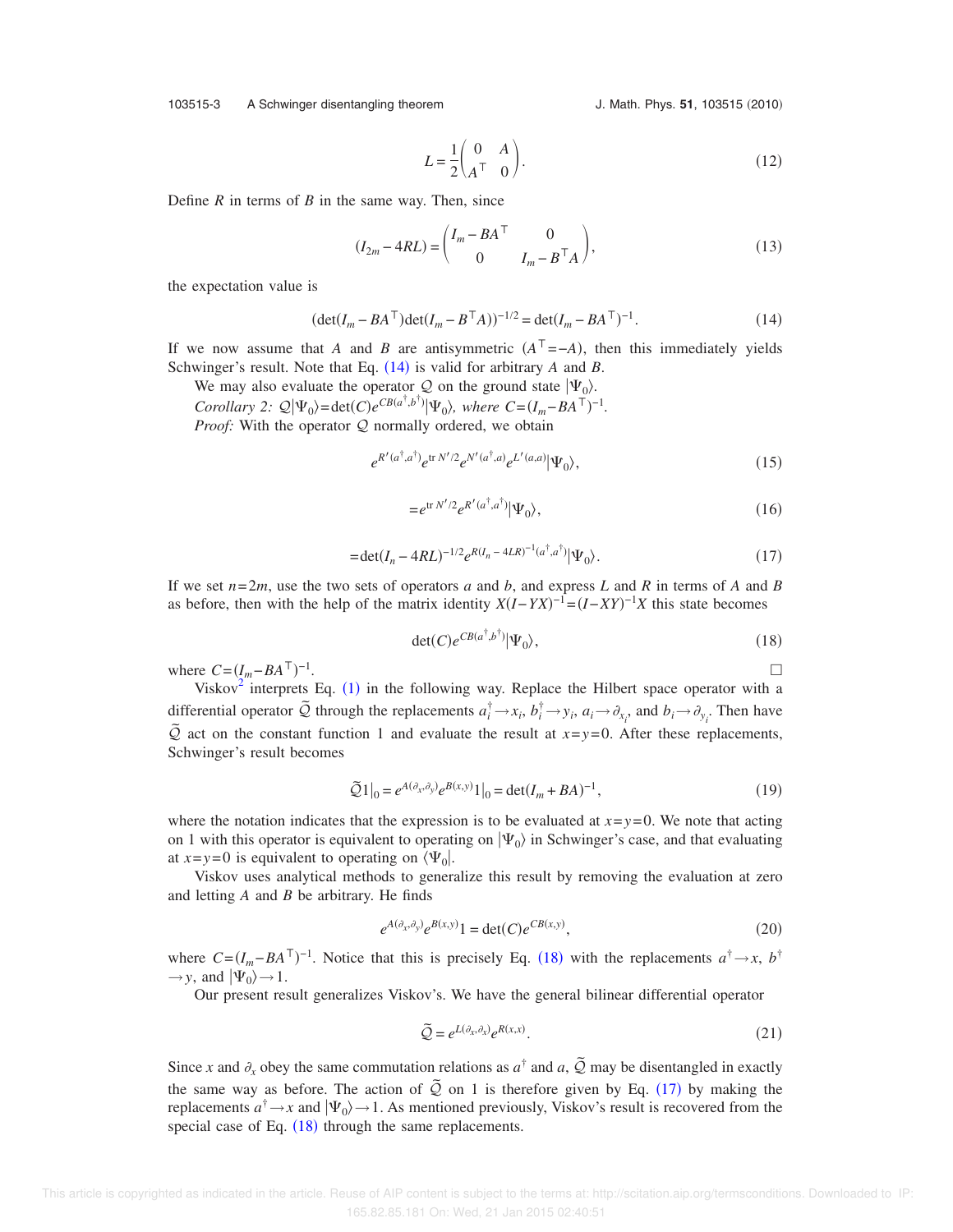$$L = \frac{1}{2}\begin{pmatrix} 0 & A \\ A^\top & 0 \end{pmatrix}. \tag{12}$$

Define $R$ in terms of $B$ in the same way. Then, since

$$(I_{2m} - 4RL) = \begin{pmatrix} I_m - BA^\top & 0 \\ 0 & I_m - B^\top A \end{pmatrix}, \tag{13}$$

the expectation value is

$$(\det(I_m - BA^\top)\det(I_m - B^\top A))^{-1/2} = \det(I_m - BA^\top)^{-1}. \tag{14}$$

If we now assume that $A$ and $B$ are antisymmetric ($A^\top = -A$), then this immediately yields Schwinger's result. Note that Eq. (14) is valid for arbitrary $A$ and $B$.

We may also evaluate the operator $\mathcal{Q}$ on the ground state $|\Psi_0\rangle$.

*Corollary 2:* $\mathcal{Q}|\Psi_0\rangle = \det(C)e^{CB(a^\dagger,b^\dagger)}|\Psi_0\rangle$, *where* $C = (I_m - BA^\top)^{-1}$.

*Proof:* With the operator $\mathcal{Q}$ normally ordered, we obtain

$$e^{R'(a^\dagger,a^\dagger)}e^{\mathrm{tr}\, N'/2}e^{N'(a^\dagger,a)}e^{L'(a,a)}|\Psi_0\rangle, \tag{15}$$

$$= e^{\mathrm{tr}\, N'/2}e^{R'(a^\dagger,a^\dagger)}|\Psi_0\rangle, \tag{16}$$

$$= \det(I_n - 4RL)^{-1/2}e^{R(I_n - 4LR)^{-1}(a^\dagger,a^\dagger)}|\Psi_0\rangle. \tag{17}$$

If we set $n = 2m$, use the two sets of operators $a$ and $b$, and express $L$ and $R$ in terms of $A$ and $B$ as before, then with the help of the matrix identity $X(I - YX)^{-1} = (I - XY)^{-1}X$ this state becomes

$$\det(C)e^{CB(a^\dagger,b^\dagger)}|\Psi_0\rangle, \tag{18}$$

where $C = (I_m - BA^\top)^{-1}$. □

Viskov[2] interprets Eq. (1) in the following way. Replace the Hilbert space operator with a differential operator $\tilde{\mathcal{Q}}$ through the replacements $a_i^\dagger \to x_i$, $b_i^\dagger \to y_i$, $a_i \to \partial_{x_i}$, and $b_i \to \partial_{y_i}$. Then have $\tilde{\mathcal{Q}}$ act on the constant function 1 and evaluate the result at $x = y = 0$. After these replacements, Schwinger's result becomes

$$\tilde{\mathcal{Q}}1|_0 = e^{A(\partial_x,\partial_y)}e^{B(x,y)}1|_0 = \det(I_m + BA)^{-1}, \tag{19}$$

where the notation indicates that the expression is to be evaluated at $x = y = 0$. We note that acting on 1 with this operator is equivalent to operating on $|\Psi_0\rangle$ in Schwinger's case, and that evaluating at $x = y = 0$ is equivalent to operating on $\langle\Psi_0|$.

Viskov uses analytical methods to generalize this result by removing the evaluation at zero and letting $A$ and $B$ be arbitrary. He finds

$$e^{A(\partial_x,\partial_y)}e^{B(x,y)}1 = \det(C)e^{CB(x,y)}, \tag{20}$$

where $C = (I_m - BA^\top)^{-1}$. Notice that this is precisely Eq. (18) with the replacements $a^\dagger \to x$, $b^\dagger \to y$, and $|\Psi_0\rangle \to 1$.

Our present result generalizes Viskov's. We have the general bilinear differential operator

$$\tilde{\mathcal{Q}} = e^{L(\partial_x,\partial_x)}e^{R(x,x)}. \tag{21}$$

Since $x$ and $\partial_x$ obey the same commutation relations as $a^\dagger$ and $a$, $\tilde{\mathcal{Q}}$ may be disentangled in exactly the same way as before. The action of $\tilde{\mathcal{Q}}$ on 1 is therefore given by Eq. (17) by making the replacements $a^\dagger \to x$ and $|\Psi_0\rangle \to 1$. As mentioned previously, Viskov's result is recovered from the special case of Eq. (18) through the same replacements.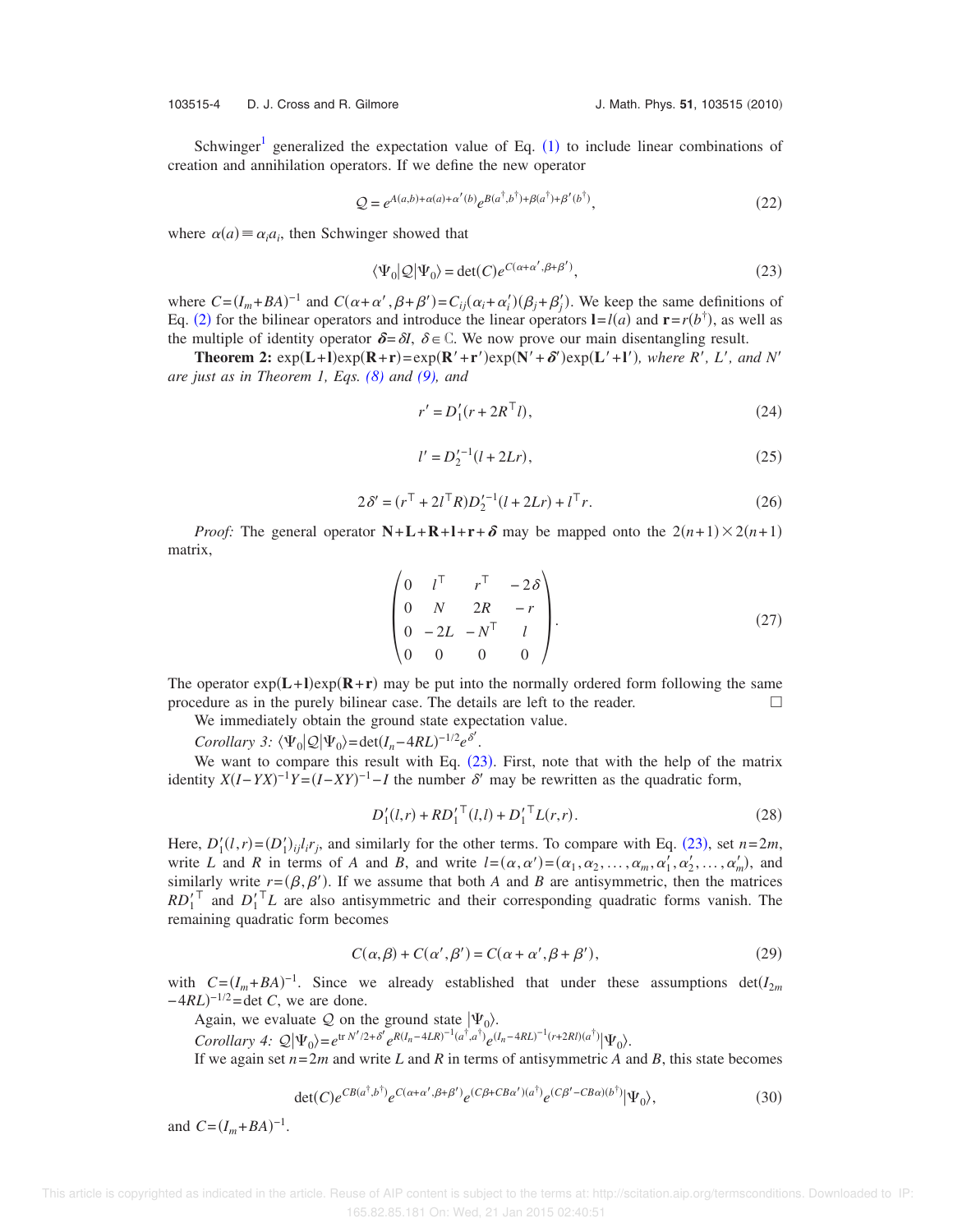Schwinger[1] generalized the expectation value of Eq. (1) to include linear combinations of creation and annihilation operators. If we define the new operator

$$\mathcal{Q} = e^{A(a,b)+\alpha(a)+\alpha'(b)}e^{B(a^\dagger,b^\dagger)+\beta(a^\dagger)+\beta'(b^\dagger)}, \tag{22}$$

where $\alpha(a) \equiv \alpha_i a_i$, then Schwinger showed that

$$\langle\Psi_0|\mathcal{Q}|\Psi_0\rangle = \det(C)e^{C(\alpha+\alpha',\beta+\beta')}, \tag{23}$$

where $C=(I_m+BA)^{-1}$ and $C(\alpha+\alpha',\beta+\beta')=C_{ij}(\alpha_i+\alpha'_i)(\beta_j+\beta'_j)$. We keep the same definitions of Eq. (2) for the bilinear operators and introduce the linear operators $\mathbf{l}=l(a)$ and $\mathbf{r}=r(b^\dagger)$, as well as the multiple of identity operator $\boldsymbol{\delta}=\delta I$, $\delta\in\mathbb{C}$. We now prove our main disentangling result.

**Theorem 2:** $\exp(\mathbf{L}+\mathbf{l})\exp(\mathbf{R}+\mathbf{r})=\exp(\mathbf{R}'+\mathbf{r}')\exp(\mathbf{N}'+\boldsymbol{\delta}')\exp(\mathbf{L}'+\mathbf{l}')$, *where $R'$, $L'$, and $N'$ are just as in Theorem 1, Eqs. (8) and (9), and*

$$r' = D'_1(r+2R^\top l), \tag{24}$$

$$l' = D_2'^{-1}(l+2Lr), \tag{25}$$

$$2\delta' = (r^\top + 2l^\top R)D_2'^{-1}(l+2Lr) + l^\top r. \tag{26}$$

*Proof:* The general operator $\mathbf{N}+\mathbf{L}+\mathbf{R}+\mathbf{l}+\mathbf{r}+\boldsymbol{\delta}$ may be mapped onto the $2(n+1)\times 2(n+1)$ matrix,

$$\begin{pmatrix} 0 & l^\top & r^\top & -2\delta \\ 0 & N & 2R & -r \\ 0 & -2L & -N^\top & l \\ 0 & 0 & 0 & 0 \end{pmatrix}. \tag{27}$$

The operator $\exp(\mathbf{L}+\mathbf{l})\exp(\mathbf{R}+\mathbf{r})$ may be put into the normally ordered form following the same procedure as in the purely bilinear case. The details are left to the reader. □

We immediately obtain the ground state expectation value.

*Corollary 3:* $\langle\Psi_0|\mathcal{Q}|\Psi_0\rangle=\det(I_n-4RL)^{-1/2}e^{\delta'}$.

We want to compare this result with Eq. (23). First, note that with the help of the matrix identity $X(I-YX)^{-1}Y=(I-XY)^{-1}-I$ the number $\delta'$ may be rewritten as the quadratic form,

$$D'_1(l,r) + RD_1'^\top(l,l) + D_1'^\top L(r,r). \tag{28}$$

Here, $D'_1(l,r)=(D'_1)_{ij}l_i r_j$, and similarly for the other terms. To compare with Eq. (23), set $n=2m$, write $L$ and $R$ in terms of $A$ and $B$, and write $l=(\alpha,\alpha')=(\alpha_1,\alpha_2,\ldots,\alpha_m,\alpha'_1,\alpha'_2,\ldots,\alpha'_m)$, and similarly write $r=(\beta,\beta')$. If we assume that both $A$ and $B$ are antisymmetric, then the matrices $RD_1'^\top$ and $D_1'^\top L$ are also antisymmetric and their corresponding quadratic forms vanish. The remaining quadratic form becomes

$$C(\alpha,\beta)+C(\alpha',\beta')=C(\alpha+\alpha',\beta+\beta'), \tag{29}$$

with $C=(I_m+BA)^{-1}$. Since we already established that under these assumptions $\det(I_{2m}-4RL)^{-1/2}=\det C$, we are done.

Again, we evaluate $\mathcal{Q}$ on the ground state $|\Psi_0\rangle$.

*Corollary 4:* $\mathcal{Q}|\Psi_0\rangle=e^{\mathrm{tr}\,N'/2+\delta'}e^{R(I_n-4LR)^{-1}(a^\dagger,a^\dagger)}e^{(I_n-4RL)^{-1}(r+2Rl)(a^\dagger)}|\Psi_0\rangle$.

If we again set $n=2m$ and write $L$ and $R$ in terms of antisymmetric $A$ and $B$, this state becomes

$$\det(C)e^{CB(a^\dagger,b^\dagger)}e^{C(\alpha+\alpha',\beta+\beta')}e^{(C\beta+CB\alpha')(a^\dagger)}e^{(C\beta'-CB\alpha)(b^\dagger)}|\Psi_0\rangle, \tag{30}$$

and $C=(I_m+BA)^{-1}$.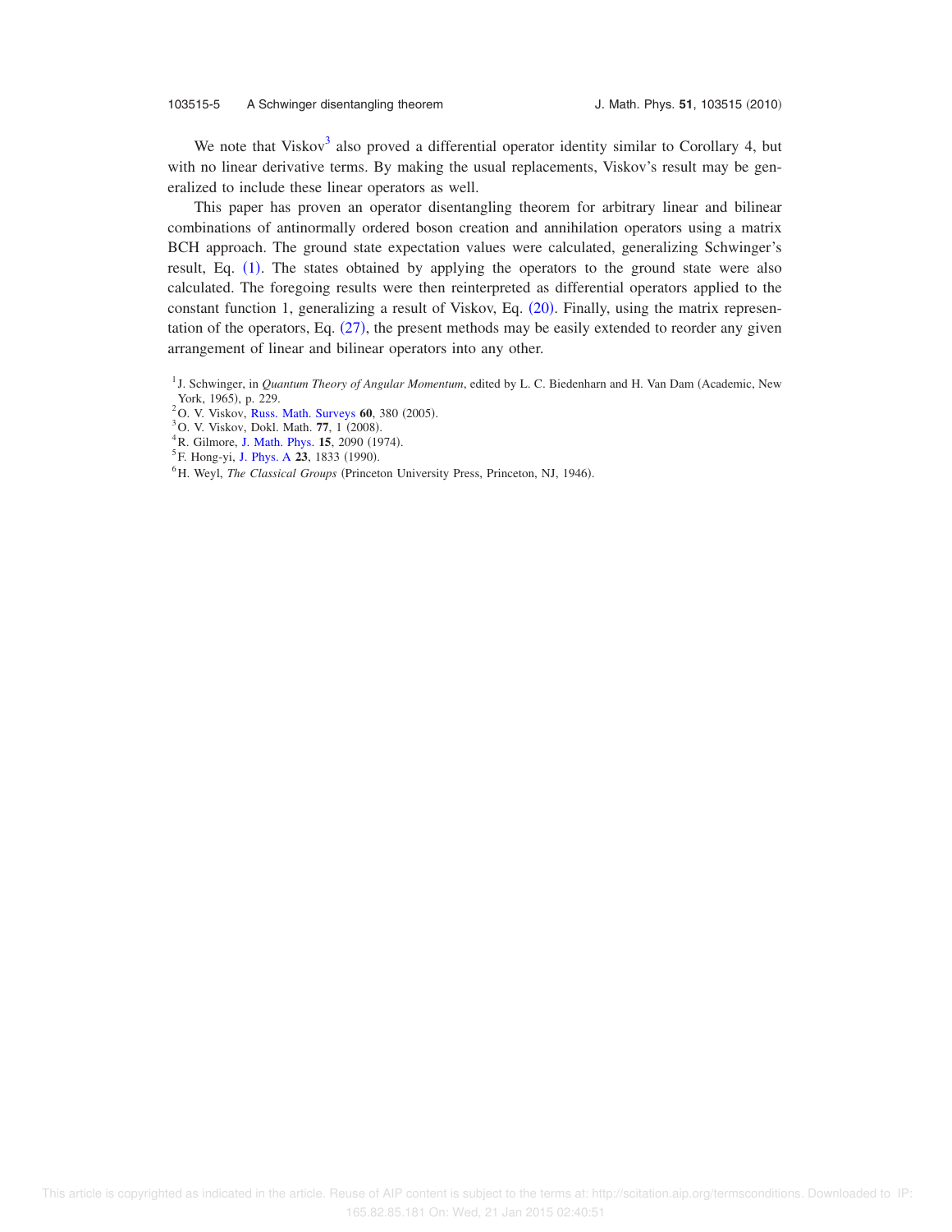We note that Viskov[3] also proved a differential operator identity similar to Corollary 4, but with no linear derivative terms. By making the usual replacements, Viskov's result may be generalized to include these linear operators as well.

This paper has proven an operator disentangling theorem for arbitrary linear and bilinear combinations of antinormally ordered boson creation and annihilation operators using a matrix BCH approach. The ground state expectation values were calculated, generalizing Schwinger's result, Eq. (1). The states obtained by applying the operators to the ground state were also calculated. The foregoing results were then reinterpreted as differential operators applied to the constant function 1, generalizing a result of Viskov, Eq. (20). Finally, using the matrix representation of the operators, Eq. (27), the present methods may be easily extended to reorder any given arrangement of linear and bilinear operators into any other.

[1] J. Schwinger, in *Quantum Theory of Angular Momentum*, edited by L. C. Biedenharn and H. Van Dam (Academic, New York, 1965), p. 229.
[2] O. V. Viskov, Russ. Math. Surveys **60**, 380 (2005).
[3] O. V. Viskov, Dokl. Math. **77**, 1 (2008).
[4] R. Gilmore, J. Math. Phys. **15**, 2090 (1974).
[5] F. Hong-yi, J. Phys. A **23**, 1833 (1990).
[6] H. Weyl, *The Classical Groups* (Princeton University Press, Princeton, NJ, 1946).